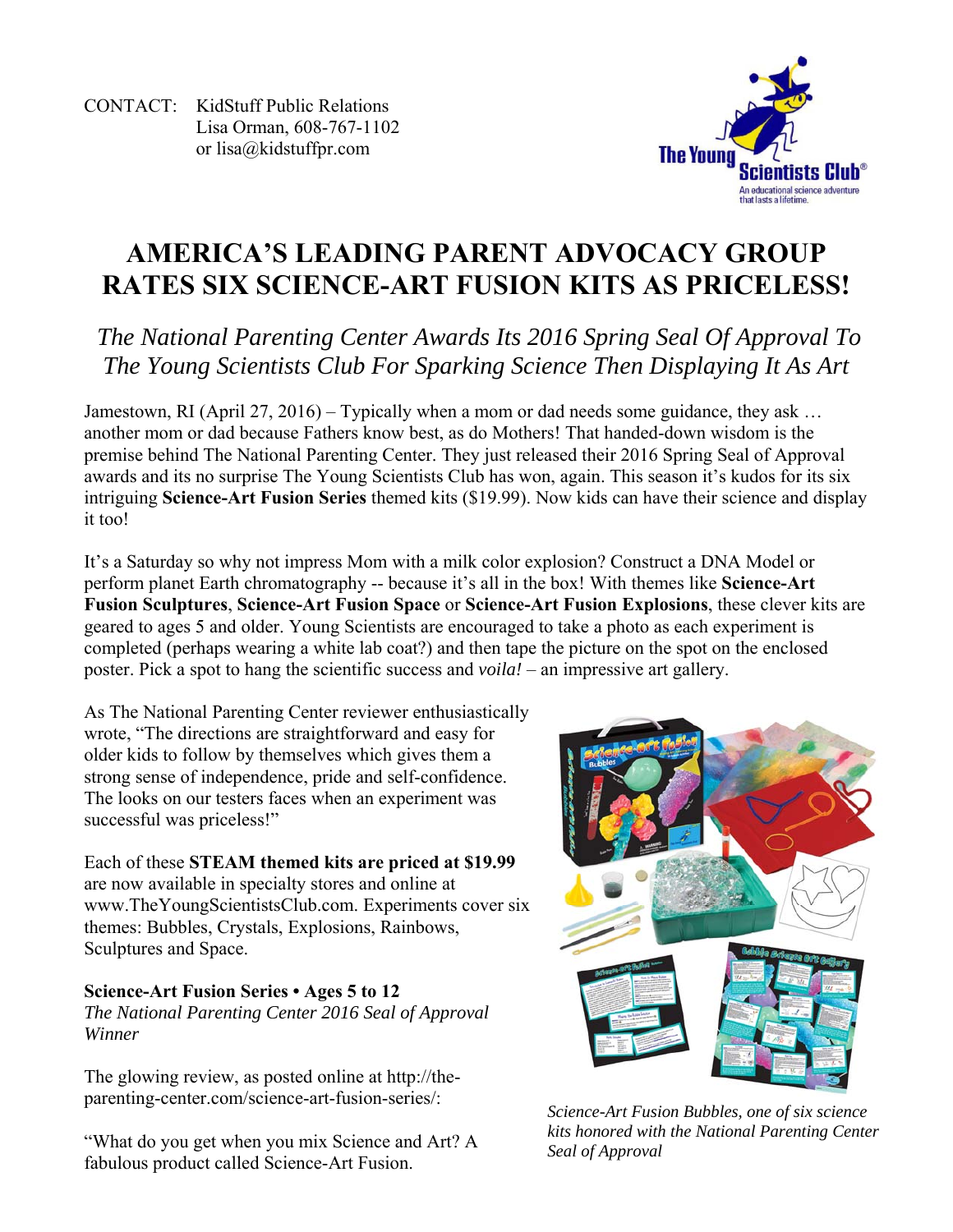CONTACT: KidStuff Public Relations
Lisa Orman, 608-767-1102
or lisa@kidstuffpr.com

# AMERICA'S LEADING PARENT ADVOCACY GROUP RATES SIX SCIENCE-ART FUSION KITS AS PRICELESS!

## *The National Parenting Center Awards Its 2016 Spring Seal Of Approval To The Young Scientists Club For Sparking Science Then Displaying It As Art*

Jamestown, RI (April 27, 2016) – Typically when a mom or dad needs some guidance, they ask … another mom or dad because Fathers know best, as do Mothers! That handed-down wisdom is the premise behind The National Parenting Center. They just released their 2016 Spring Seal of Approval awards and its no surprise The Young Scientists Club has won, again. This season it's kudos for its six intriguing **Science-Art Fusion Series** themed kits ($19.99). Now kids can have their science and display it too!

It's a Saturday so why not impress Mom with a milk color explosion? Construct a DNA Model or perform planet Earth chromatography -- because it's all in the box! With themes like **Science-Art Fusion Sculptures**, **Science-Art Fusion Space** or **Science-Art Fusion Explosions**, these clever kits are geared to ages 5 and older. Young Scientists are encouraged to take a photo as each experiment is completed (perhaps wearing a white lab coat?) and then tape the picture on the spot on the enclosed poster. Pick a spot to hang the scientific success and *voila!* – an impressive art gallery.

As The National Parenting Center reviewer enthusiastically wrote, "The directions are straightforward and easy for older kids to follow by themselves which gives them a strong sense of independence, pride and self-confidence. The looks on our testers faces when an experiment was successful was priceless!"

Each of these **STEAM themed kits are priced at $19.99** are now available in specialty stores and online at www.TheYoungScientistsClub.com. Experiments cover six themes: Bubbles, Crystals, Explosions, Rainbows, Sculptures and Space.

**Science-Art Fusion Series • Ages 5 to 12**
*The National Parenting Center 2016 Seal of Approval Winner*

*Science-Art Fusion Bubbles, one of six science kits honored with the National Parenting Center Seal of Approval*

The glowing review, as posted online at http://the-parenting-center.com/science-art-fusion-series/:

"What do you get when you mix Science and Art? A fabulous product called Science-Art Fusion.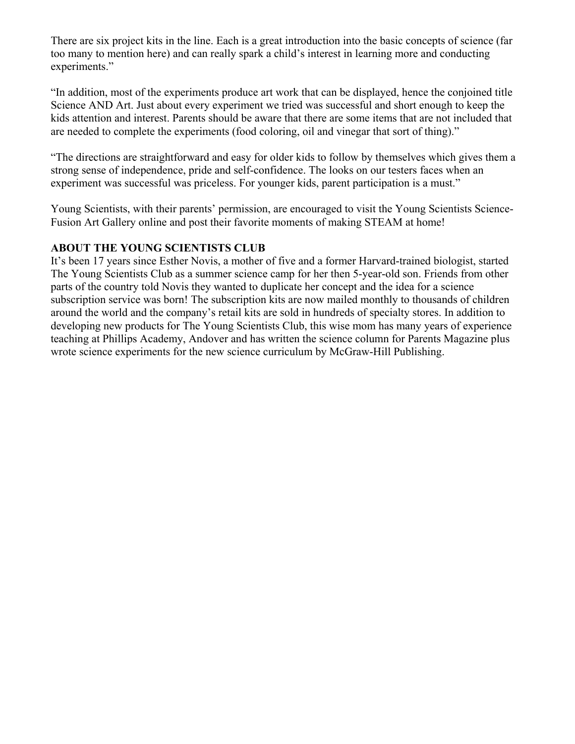There are six project kits in the line. Each is a great introduction into the basic concepts of science (far too many to mention here) and can really spark a child's interest in learning more and conducting experiments."

"In addition, most of the experiments produce art work that can be displayed, hence the conjoined title Science AND Art. Just about every experiment we tried was successful and short enough to keep the kids attention and interest. Parents should be aware that there are some items that are not included that are needed to complete the experiments (food coloring, oil and vinegar that sort of thing)."

"The directions are straightforward and easy for older kids to follow by themselves which gives them a strong sense of independence, pride and self-confidence. The looks on our testers faces when an experiment was successful was priceless. For younger kids, parent participation is a must."

Young Scientists, with their parents' permission, are encouraged to visit the Young Scientists Science-Fusion Art Gallery online and post their favorite moments of making STEAM at home!

**ABOUT THE YOUNG SCIENTISTS CLUB**

It's been 17 years since Esther Novis, a mother of five and a former Harvard-trained biologist, started The Young Scientists Club as a summer science camp for her then 5-year-old son. Friends from other parts of the country told Novis they wanted to duplicate her concept and the idea for a science subscription service was born! The subscription kits are now mailed monthly to thousands of children around the world and the company's retail kits are sold in hundreds of specialty stores. In addition to developing new products for The Young Scientists Club, this wise mom has many years of experience teaching at Phillips Academy, Andover and has written the science column for Parents Magazine plus wrote science experiments for the new science curriculum by McGraw-Hill Publishing.